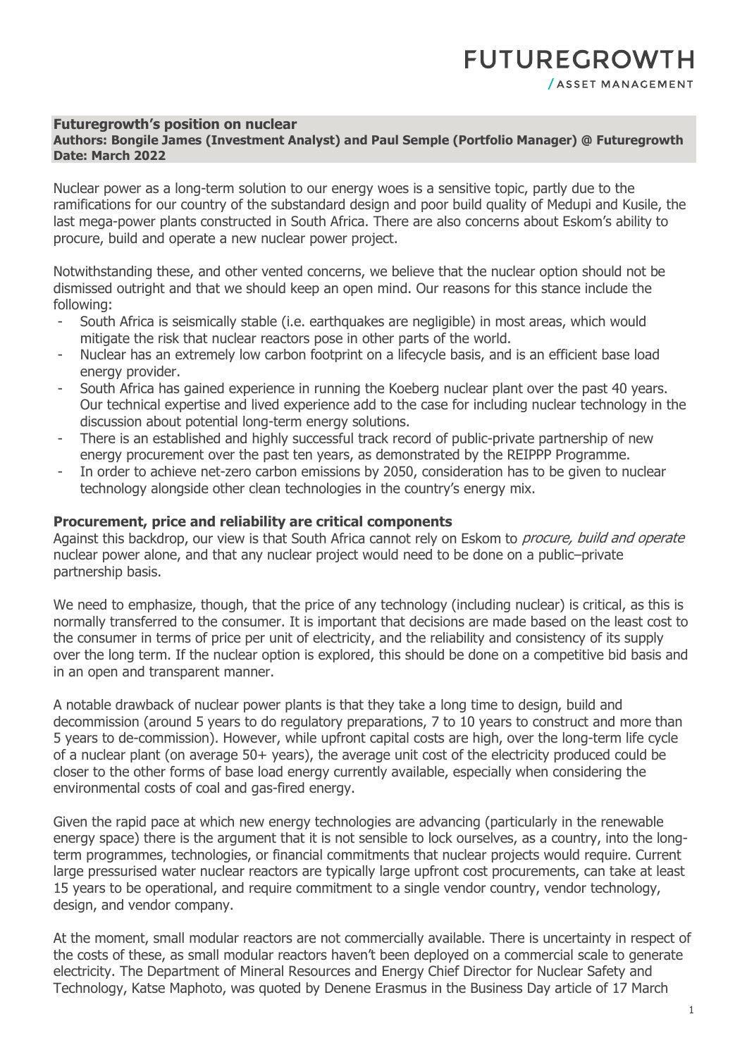**Futuregrowth's position on nuclear**
**Authors: Bongile James (Investment Analyst) and Paul Semple (Portfolio Manager) @ Futuregrowth**
**Date: March 2022**

Nuclear power as a long-term solution to our energy woes is a sensitive topic, partly due to the ramifications for our country of the substandard design and poor build quality of Medupi and Kusile, the last mega-power plants constructed in South Africa. There are also concerns about Eskom's ability to procure, build and operate a new nuclear power project.

Notwithstanding these, and other vented concerns, we believe that the nuclear option should not be dismissed outright and that we should keep an open mind. Our reasons for this stance include the following:

- South Africa is seismically stable (i.e. earthquakes are negligible) in most areas, which would mitigate the risk that nuclear reactors pose in other parts of the world.
- Nuclear has an extremely low carbon footprint on a lifecycle basis, and is an efficient base load energy provider.
- South Africa has gained experience in running the Koeberg nuclear plant over the past 40 years. Our technical expertise and lived experience add to the case for including nuclear technology in the discussion about potential long-term energy solutions.
- There is an established and highly successful track record of public-private partnership of new energy procurement over the past ten years, as demonstrated by the REIPPP Programme.
- In order to achieve net-zero carbon emissions by 2050, consideration has to be given to nuclear technology alongside other clean technologies in the country's energy mix.

## Procurement, price and reliability are critical components

Against this backdrop, our view is that South Africa cannot rely on Eskom to *procure, build and operate* nuclear power alone, and that any nuclear project would need to be done on a public–private partnership basis.

We need to emphasize, though, that the price of any technology (including nuclear) is critical, as this is normally transferred to the consumer. It is important that decisions are made based on the least cost to the consumer in terms of price per unit of electricity, and the reliability and consistency of its supply over the long term. If the nuclear option is explored, this should be done on a competitive bid basis and in an open and transparent manner.

A notable drawback of nuclear power plants is that they take a long time to design, build and decommission (around 5 years to do regulatory preparations, 7 to 10 years to construct and more than 5 years to de-commission). However, while upfront capital costs are high, over the long-term life cycle of a nuclear plant (on average 50+ years), the average unit cost of the electricity produced could be closer to the other forms of base load energy currently available, especially when considering the environmental costs of coal and gas-fired energy.

Given the rapid pace at which new energy technologies are advancing (particularly in the renewable energy space) there is the argument that it is not sensible to lock ourselves, as a country, into the long-term programmes, technologies, or financial commitments that nuclear projects would require. Current large pressurised water nuclear reactors are typically large upfront cost procurements, can take at least 15 years to be operational, and require commitment to a single vendor country, vendor technology, design, and vendor company.

At the moment, small modular reactors are not commercially available. There is uncertainty in respect of the costs of these, as small modular reactors haven't been deployed on a commercial scale to generate electricity. The Department of Mineral Resources and Energy Chief Director for Nuclear Safety and Technology, Katse Maphoto, was quoted by Denene Erasmus in the Business Day article of 17 March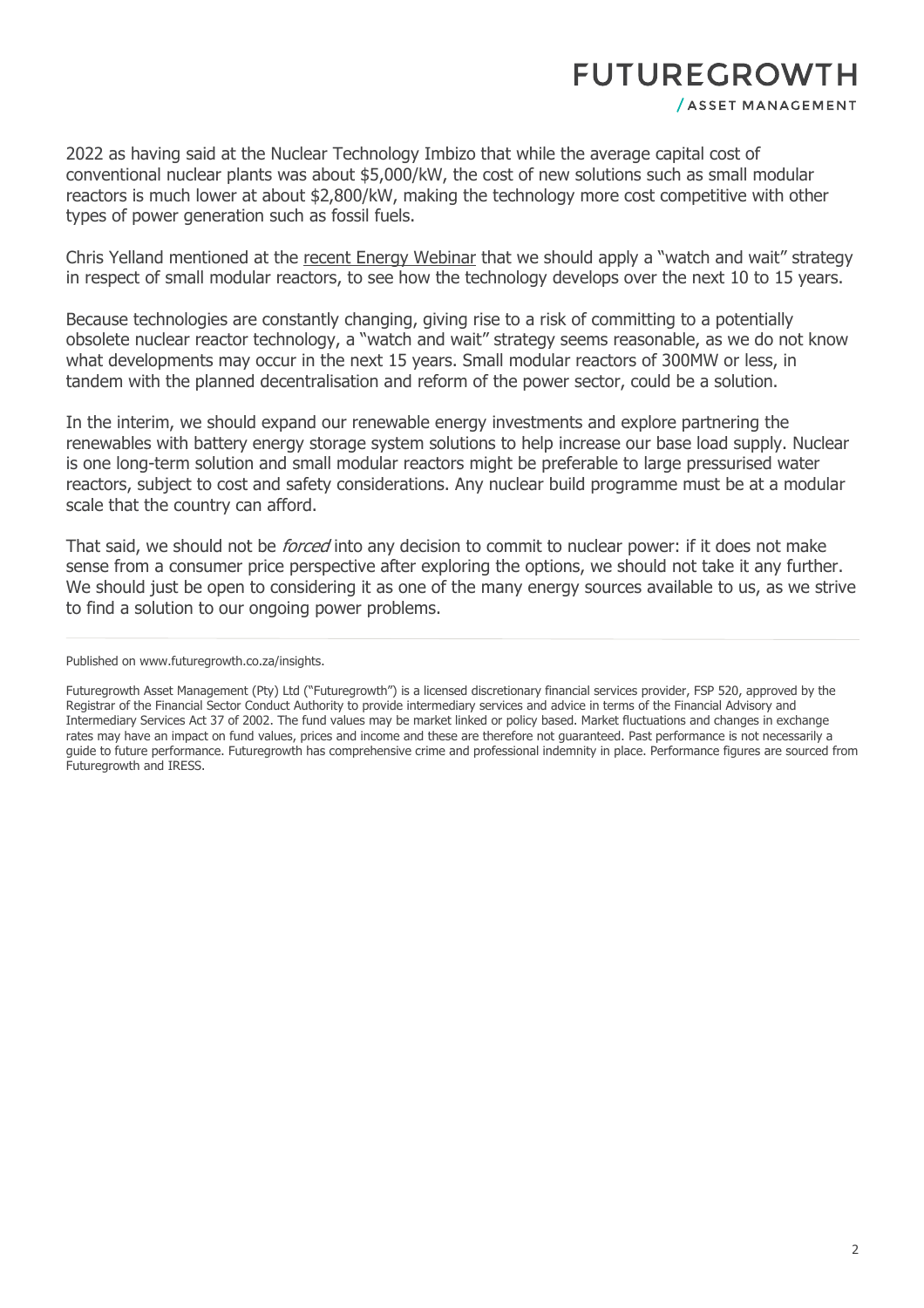2022 as having said at the Nuclear Technology Imbizo that while the average capital cost of conventional nuclear plants was about $5,000/kW, the cost of new solutions such as small modular reactors is much lower at about $2,800/kW, making the technology more cost competitive with other types of power generation such as fossil fuels.

Chris Yelland mentioned at the recent Energy Webinar that we should apply a "watch and wait" strategy in respect of small modular reactors, to see how the technology develops over the next 10 to 15 years.

Because technologies are constantly changing, giving rise to a risk of committing to a potentially obsolete nuclear reactor technology, a "watch and wait" strategy seems reasonable, as we do not know what developments may occur in the next 15 years. Small modular reactors of 300MW or less, in tandem with the planned decentralisation and reform of the power sector, could be a solution.

In the interim, we should expand our renewable energy investments and explore partnering the renewables with battery energy storage system solutions to help increase our base load supply. Nuclear is one long-term solution and small modular reactors might be preferable to large pressurised water reactors, subject to cost and safety considerations. Any nuclear build programme must be at a modular scale that the country can afford.

That said, we should not be *forced* into any decision to commit to nuclear power: if it does not make sense from a consumer price perspective after exploring the options, we should not take it any further. We should just be open to considering it as one of the many energy sources available to us, as we strive to find a solution to our ongoing power problems.

---

Published on www.futuregrowth.co.za/insights.

Futuregrowth Asset Management (Pty) Ltd ("Futuregrowth") is a licensed discretionary financial services provider, FSP 520, approved by the Registrar of the Financial Sector Conduct Authority to provide intermediary services and advice in terms of the Financial Advisory and Intermediary Services Act 37 of 2002. The fund values may be market linked or policy based. Market fluctuations and changes in exchange rates may have an impact on fund values, prices and income and these are therefore not guaranteed. Past performance is not necessarily a guide to future performance. Futuregrowth has comprehensive crime and professional indemnity in place. Performance figures are sourced from Futuregrowth and IRESS.